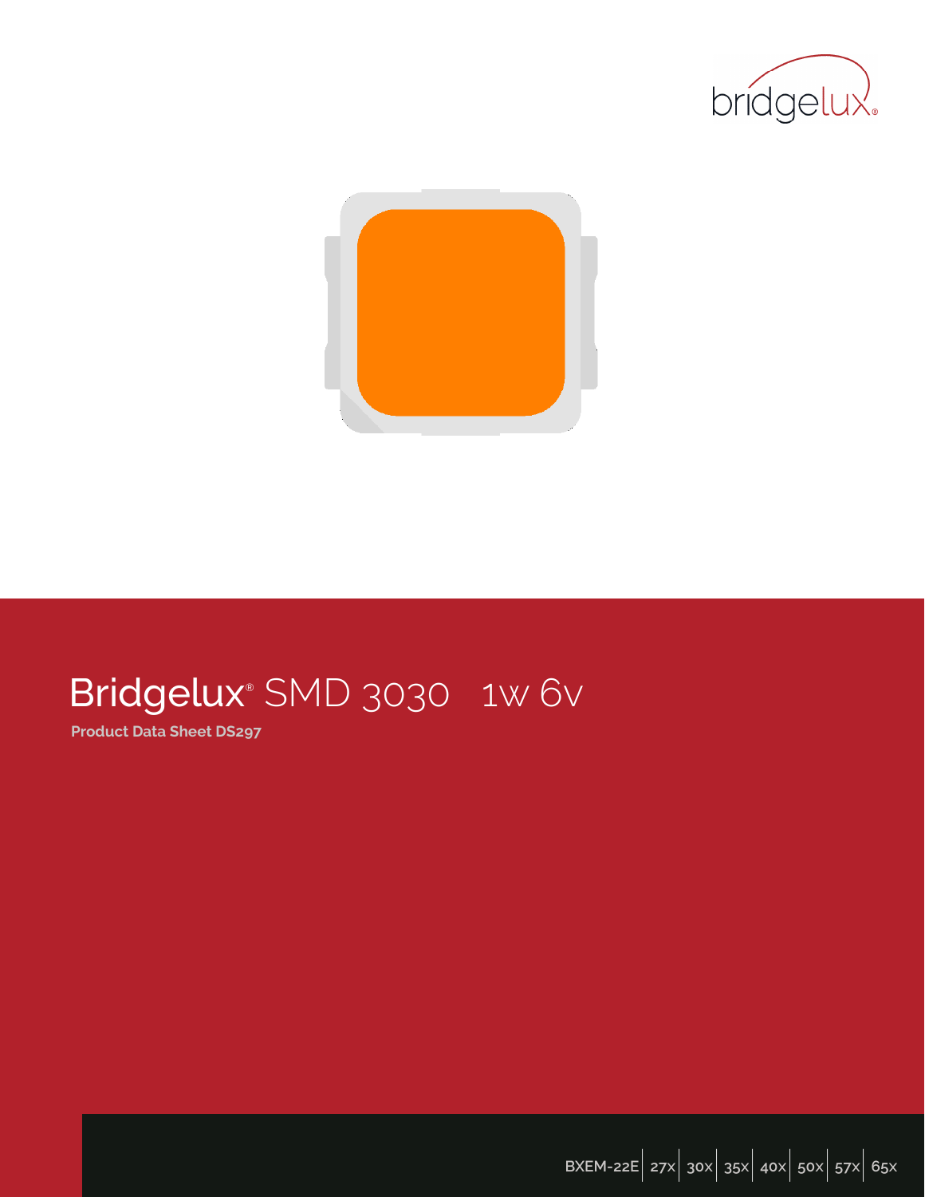# Bridgelux® SMD 3030 1w 6v

**Product Data Sheet DS297**

BXEM-22E | 27x | 30x | 35x | 40x | 50x | 57x | 65x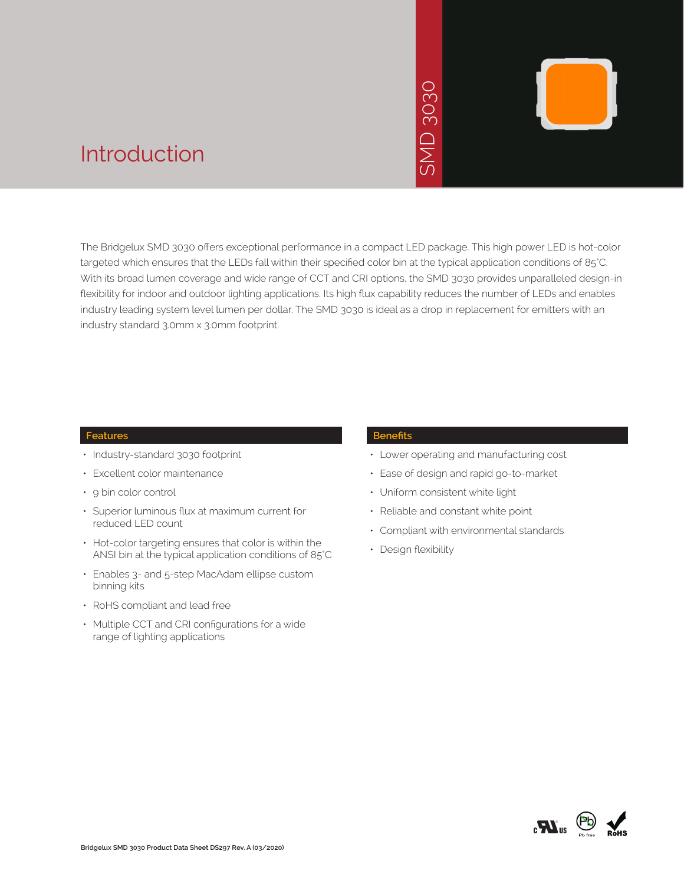# Introduction

SMD 3030

The Bridgelux SMD 3030 offers exceptional performance in a compact LED package. This high power LED is hot-color targeted which ensures that the LEDs fall within their specified color bin at the typical application conditions of 85°C. With its broad lumen coverage and wide range of CCT and CRI options, the SMD 3030 provides unparalleled design-in flexibility for indoor and outdoor lighting applications. Its high flux capability reduces the number of LEDs and enables industry leading system level lumen per dollar. The SMD 3030 is ideal as a drop in replacement for emitters with an industry standard 3.0mm x 3.0mm footprint.

## Features

- Industry-standard 3030 footprint
- Excellent color maintenance
- 9 bin color control
- Superior luminous flux at maximum current for reduced LED count
- Hot-color targeting ensures that color is within the ANSI bin at the typical application conditions of 85°C
- Enables 3- and 5-step MacAdam ellipse custom binning kits
- RoHS compliant and lead free
- Multiple CCT and CRI configurations for a wide range of lighting applications

## Benefits

- Lower operating and manufacturing cost
- Ease of design and rapid go-to-market
- Uniform consistent white light
- Reliable and constant white point
- Compliant with environmental standards
- Design flexibility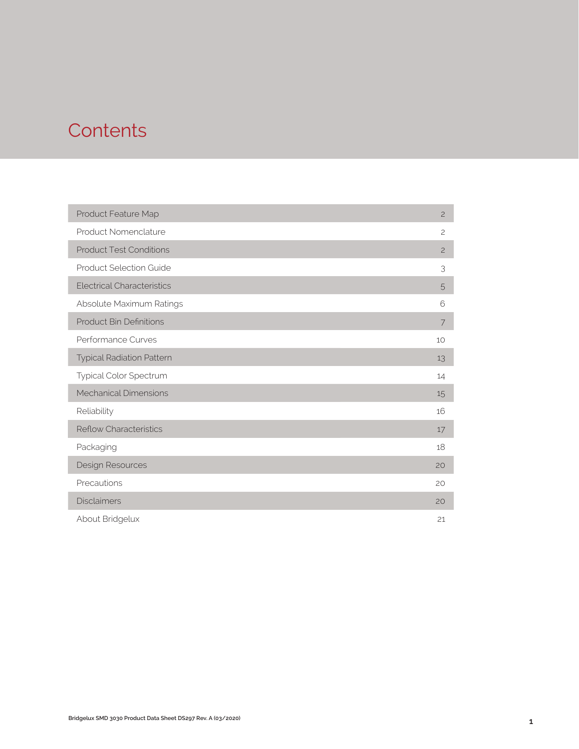# Contents

| | |
|---|---|
| Product Feature Map | 2 |
| Product Nomenclature | 2 |
| Product Test Conditions | 2 |
| Product Selection Guide | 3 |
| Electrical Characteristics | 5 |
| Absolute Maximum Ratings | 6 |
| Product Bin Definitions | 7 |
| Performance Curves | 10 |
| Typical Radiation Pattern | 13 |
| Typical Color Spectrum | 14 |
| Mechanical Dimensions | 15 |
| Reliability | 16 |
| Reflow Characteristics | 17 |
| Packaging | 18 |
| Design Resources | 20 |
| Precautions | 20 |
| Disclaimers | 20 |
| About Bridgelux | 21 |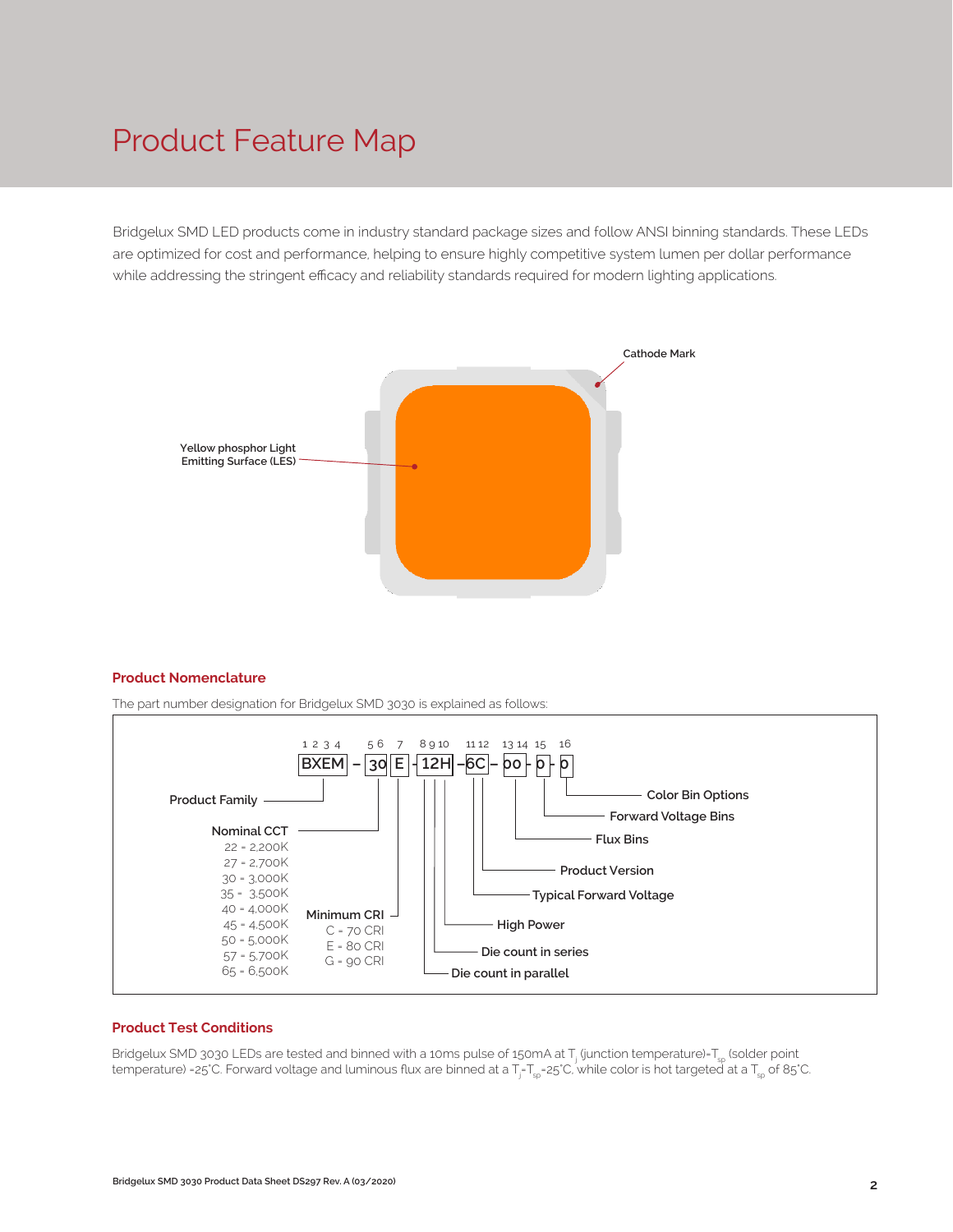# Product Feature Map

Bridgelux SMD LED products come in industry standard package sizes and follow ANSI binning standards. These LEDs are optimized for cost and performance, helping to ensure highly competitive system lumen per dollar performance while addressing the stringent efficacy and reliability standards required for modern lighting applications.

Cathode Mark

Yellow phosphor Light Emitting Surface (LES)

## Product Nomenclature

The part number designation for Bridgelux SMD 3030 is explained as follows:

| Positions | Code | Description |
|---|---|---|
| 1 2 3 4 | BXEM | Product Family |
| 5 6 | 30 | Nominal CCT: 22 = 2,200K; 27 = 2,700K; 30 = 3,000K; 35 = 3,500K; 40 = 4,000K; 45 = 4,500K; 50 = 5,000K; 57 = 5,700K; 65 = 6,500K |
| 7 | E | Minimum CRI: C = 70 CRI; E = 80 CRI; G = 90 CRI |
| 8 | 1 | Die count in parallel |
| 9 | 2 | Die count in series |
| 10 | H | High Power |
| 11 | 6 | Typical Forward Voltage |
| 12 | C | Product Version |
| 13 14 | 00 | Flux Bins |
| 15 | 0 | Forward Voltage Bins |
| 16 | 0 | Color Bin Options |

BXEM – 30 E – 12H – 6C – 00 – 0 – 0

## Product Test Conditions

Bridgelux SMD 3030 LEDs are tested and binned with a 10ms pulse of 150mA at $T_j$ (junction temperature)=$T_{sp}$ (solder point temperature) =25°C. Forward voltage and luminous flux are binned at a $T_j$=$T_{sp}$=25°C, while color is hot targeted at a $T_{sp}$ of 85°C.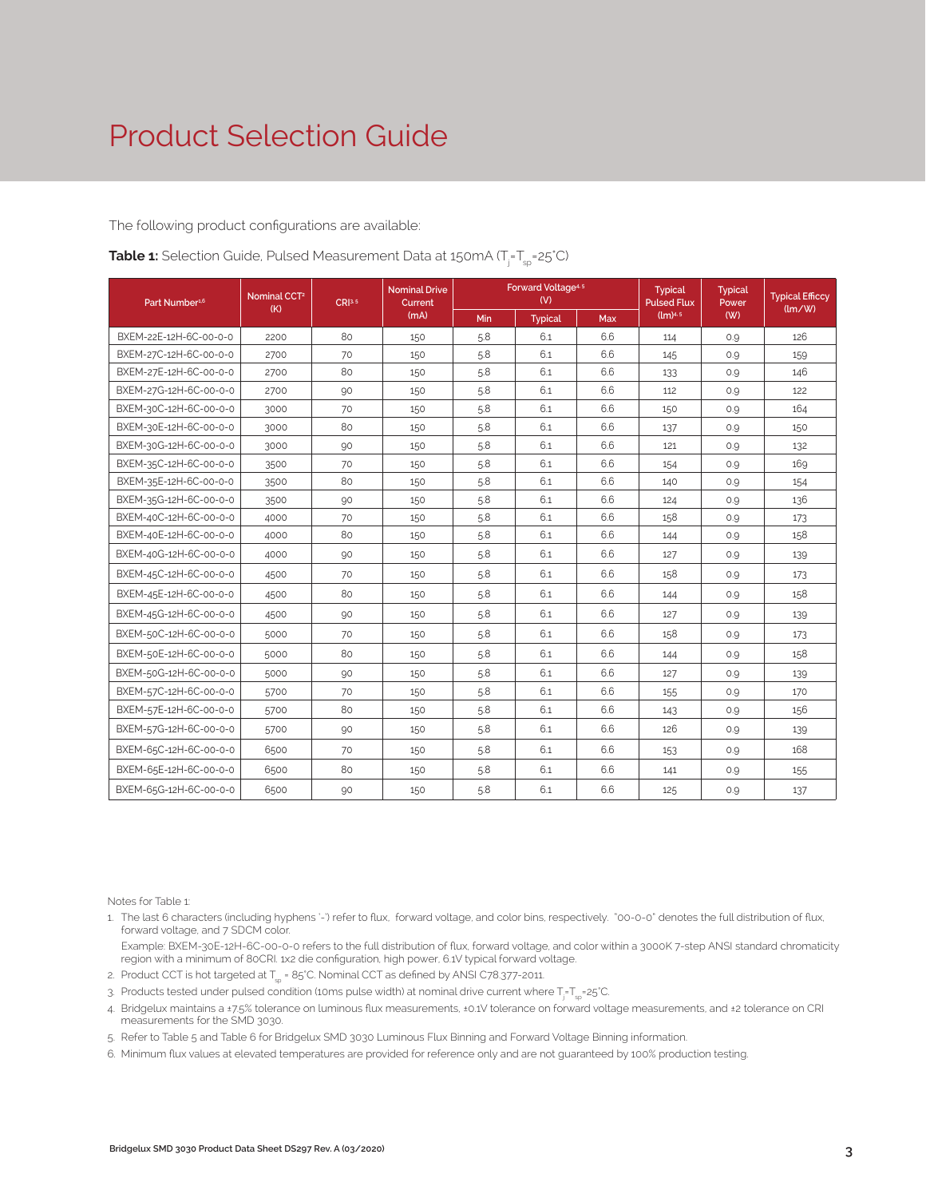# Product Selection Guide

The following product configurations are available:

**Table 1:** Selection Guide, Pulsed Measurement Data at 150mA ($T_j$=$T_{sp}$=25°C)

| Part Number[1,6] | Nominal CCT[2] (K) | CRI[3,5] | Nominal Drive Current (mA) | Forward Voltage[4,5] (V) | | | Typical Pulsed Flux (lm)[4,5] | Typical Power (W) | Typical Efficcy (lm/W) |
|---|---|---|---|---|---|---|---|---|---|
| | | | | Min | Typical | Max | | | |
| BXEM-22E-12H-6C-00-0-0 | 2200 | 80 | 150 | 5.8 | 6.1 | 6.6 | 114 | 0.9 | 126 |
| BXEM-27C-12H-6C-00-0-0 | 2700 | 70 | 150 | 5.8 | 6.1 | 6.6 | 145 | 0.9 | 159 |
| BXEM-27E-12H-6C-00-0-0 | 2700 | 80 | 150 | 5.8 | 6.1 | 6.6 | 133 | 0.9 | 146 |
| BXEM-27G-12H-6C-00-0-0 | 2700 | 90 | 150 | 5.8 | 6.1 | 6.6 | 112 | 0.9 | 122 |
| BXEM-30C-12H-6C-00-0-0 | 3000 | 70 | 150 | 5.8 | 6.1 | 6.6 | 150 | 0.9 | 164 |
| BXEM-30E-12H-6C-00-0-0 | 3000 | 80 | 150 | 5.8 | 6.1 | 6.6 | 137 | 0.9 | 150 |
| BXEM-30G-12H-6C-00-0-0 | 3000 | 90 | 150 | 5.8 | 6.1 | 6.6 | 121 | 0.9 | 132 |
| BXEM-35C-12H-6C-00-0-0 | 3500 | 70 | 150 | 5.8 | 6.1 | 6.6 | 154 | 0.9 | 169 |
| BXEM-35E-12H-6C-00-0-0 | 3500 | 80 | 150 | 5.8 | 6.1 | 6.6 | 140 | 0.9 | 154 |
| BXEM-35G-12H-6C-00-0-0 | 3500 | 90 | 150 | 5.8 | 6.1 | 6.6 | 124 | 0.9 | 136 |
| BXEM-40C-12H-6C-00-0-0 | 4000 | 70 | 150 | 5.8 | 6.1 | 6.6 | 158 | 0.9 | 173 |
| BXEM-40E-12H-6C-00-0-0 | 4000 | 80 | 150 | 5.8 | 6.1 | 6.6 | 144 | 0.9 | 158 |
| BXEM-40G-12H-6C-00-0-0 | 4000 | 90 | 150 | 5.8 | 6.1 | 6.6 | 127 | 0.9 | 139 |
| BXEM-45C-12H-6C-00-0-0 | 4500 | 70 | 150 | 5.8 | 6.1 | 6.6 | 158 | 0.9 | 173 |
| BXEM-45E-12H-6C-00-0-0 | 4500 | 80 | 150 | 5.8 | 6.1 | 6.6 | 144 | 0.9 | 158 |
| BXEM-45G-12H-6C-00-0-0 | 4500 | 90 | 150 | 5.8 | 6.1 | 6.6 | 127 | 0.9 | 139 |
| BXEM-50C-12H-6C-00-0-0 | 5000 | 70 | 150 | 5.8 | 6.1 | 6.6 | 158 | 0.9 | 173 |
| BXEM-50E-12H-6C-00-0-0 | 5000 | 80 | 150 | 5.8 | 6.1 | 6.6 | 144 | 0.9 | 158 |
| BXEM-50G-12H-6C-00-0-0 | 5000 | 90 | 150 | 5.8 | 6.1 | 6.6 | 127 | 0.9 | 139 |
| BXEM-57C-12H-6C-00-0-0 | 5700 | 70 | 150 | 5.8 | 6.1 | 6.6 | 155 | 0.9 | 170 |
| BXEM-57E-12H-6C-00-0-0 | 5700 | 80 | 150 | 5.8 | 6.1 | 6.6 | 143 | 0.9 | 156 |
| BXEM-57G-12H-6C-00-0-0 | 5700 | 90 | 150 | 5.8 | 6.1 | 6.6 | 126 | 0.9 | 139 |
| BXEM-65C-12H-6C-00-0-0 | 6500 | 70 | 150 | 5.8 | 6.1 | 6.6 | 153 | 0.9 | 168 |
| BXEM-65E-12H-6C-00-0-0 | 6500 | 80 | 150 | 5.8 | 6.1 | 6.6 | 141 | 0.9 | 155 |
| BXEM-65G-12H-6C-00-0-0 | 6500 | 90 | 150 | 5.8 | 6.1 | 6.6 | 125 | 0.9 | 137 |

Notes for Table 1:

1. The last 6 characters (including hyphens '-') refer to flux, forward voltage, and color bins, respectively. "00-0-0" denotes the full distribution of flux, forward voltage, and 7 SDCM color.

   Example: BXEM-30E-12H-6C-00-0-0 refers to the full distribution of flux, forward voltage, and color within a 3000K 7-step ANSI standard chromaticity region with a minimum of 80CRI. 1x2 die configuration, high power, 6.1V typical forward voltage.
2. Product CCT is hot targeted at $T_{sp}$ = 85°C. Nominal CCT as defined by ANSI C78.377-2011.
3. Products tested under pulsed condition (10ms pulse width) at nominal drive current where $T_j$=$T_{sp}$=25°C.
4. Bridgelux maintains a ±7.5% tolerance on luminous flux measurements, ±0.1V tolerance on forward voltage measurements, and ±2 tolerance on CRI measurements for the SMD 3030.
5. Refer to Table 5 and Table 6 for Bridgelux SMD 3030 Luminous Flux Binning and Forward Voltage Binning information.
6. Minimum flux values at elevated temperatures are provided for reference only and are not guaranteed by 100% production testing.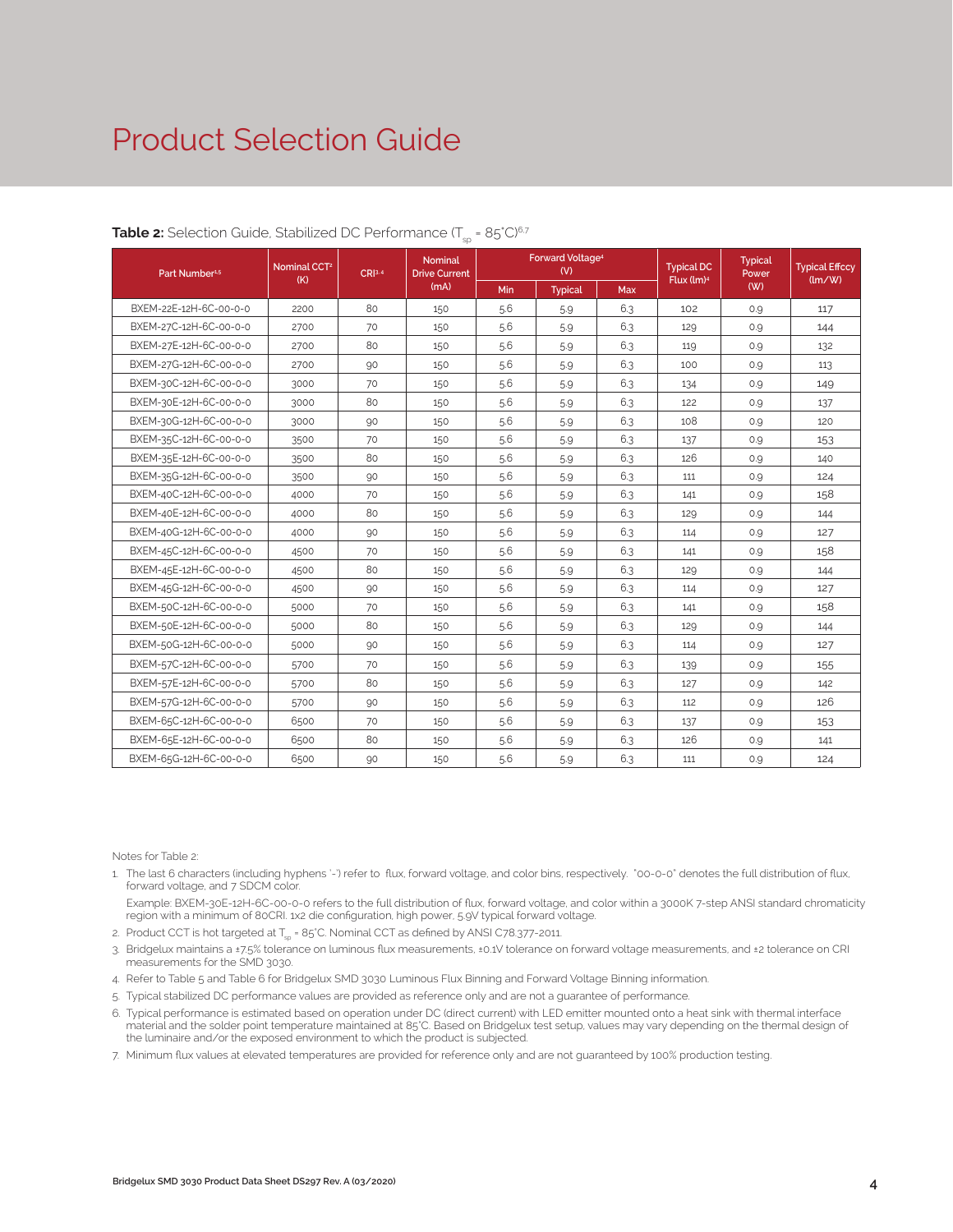# Product Selection Guide

**Table 2:** Selection Guide, Stabilized DC Performance ($T_{sp}$ = 85°C)[6,7]

| Part Number[4,5] | Nominal CCT[2] (K) | CRI[3,4] | Nominal Drive Current (mA) | Forward Voltage[4] (V) | | | Typical DC Flux (lm)[4] | Typical Power (W) | Typical Effccy (lm/W) |
|---|---|---|---|---|---|---|---|---|---|
| | | | | Min | Typical | Max | | | |
| BXEM-22E-12H-6C-00-0-0 | 2200 | 80 | 150 | 5.6 | 5.9 | 6.3 | 102 | 0.9 | 117 |
| BXEM-27C-12H-6C-00-0-0 | 2700 | 70 | 150 | 5.6 | 5.9 | 6.3 | 129 | 0.9 | 144 |
| BXEM-27E-12H-6C-00-0-0 | 2700 | 80 | 150 | 5.6 | 5.9 | 6.3 | 119 | 0.9 | 132 |
| BXEM-27G-12H-6C-00-0-0 | 2700 | 90 | 150 | 5.6 | 5.9 | 6.3 | 100 | 0.9 | 113 |
| BXEM-30C-12H-6C-00-0-0 | 3000 | 70 | 150 | 5.6 | 5.9 | 6.3 | 134 | 0.9 | 149 |
| BXEM-30E-12H-6C-00-0-0 | 3000 | 80 | 150 | 5.6 | 5.9 | 6.3 | 122 | 0.9 | 137 |
| BXEM-30G-12H-6C-00-0-0 | 3000 | 90 | 150 | 5.6 | 5.9 | 6.3 | 108 | 0.9 | 120 |
| BXEM-35C-12H-6C-00-0-0 | 3500 | 70 | 150 | 5.6 | 5.9 | 6.3 | 137 | 0.9 | 153 |
| BXEM-35E-12H-6C-00-0-0 | 3500 | 80 | 150 | 5.6 | 5.9 | 6.3 | 126 | 0.9 | 140 |
| BXEM-35G-12H-6C-00-0-0 | 3500 | 90 | 150 | 5.6 | 5.9 | 6.3 | 111 | 0.9 | 124 |
| BXEM-40C-12H-6C-00-0-0 | 4000 | 70 | 150 | 5.6 | 5.9 | 6.3 | 141 | 0.9 | 158 |
| BXEM-40E-12H-6C-00-0-0 | 4000 | 80 | 150 | 5.6 | 5.9 | 6.3 | 129 | 0.9 | 144 |
| BXEM-40G-12H-6C-00-0-0 | 4000 | 90 | 150 | 5.6 | 5.9 | 6.3 | 114 | 0.9 | 127 |
| BXEM-45C-12H-6C-00-0-0 | 4500 | 70 | 150 | 5.6 | 5.9 | 6.3 | 141 | 0.9 | 158 |
| BXEM-45E-12H-6C-00-0-0 | 4500 | 80 | 150 | 5.6 | 5.9 | 6.3 | 129 | 0.9 | 144 |
| BXEM-45G-12H-6C-00-0-0 | 4500 | 90 | 150 | 5.6 | 5.9 | 6.3 | 114 | 0.9 | 127 |
| BXEM-50C-12H-6C-00-0-0 | 5000 | 70 | 150 | 5.6 | 5.9 | 6.3 | 141 | 0.9 | 158 |
| BXEM-50E-12H-6C-00-0-0 | 5000 | 80 | 150 | 5.6 | 5.9 | 6.3 | 129 | 0.9 | 144 |
| BXEM-50G-12H-6C-00-0-0 | 5000 | 90 | 150 | 5.6 | 5.9 | 6.3 | 114 | 0.9 | 127 |
| BXEM-57C-12H-6C-00-0-0 | 5700 | 70 | 150 | 5.6 | 5.9 | 6.3 | 139 | 0.9 | 155 |
| BXEM-57E-12H-6C-00-0-0 | 5700 | 80 | 150 | 5.6 | 5.9 | 6.3 | 127 | 0.9 | 142 |
| BXEM-57G-12H-6C-00-0-0 | 5700 | 90 | 150 | 5.6 | 5.9 | 6.3 | 112 | 0.9 | 126 |
| BXEM-65C-12H-6C-00-0-0 | 6500 | 70 | 150 | 5.6 | 5.9 | 6.3 | 137 | 0.9 | 153 |
| BXEM-65E-12H-6C-00-0-0 | 6500 | 80 | 150 | 5.6 | 5.9 | 6.3 | 126 | 0.9 | 141 |
| BXEM-65G-12H-6C-00-0-0 | 6500 | 90 | 150 | 5.6 | 5.9 | 6.3 | 111 | 0.9 | 124 |

Notes for Table 2:

1. The last 6 characters (including hyphens '-') refer to flux, forward voltage, and color bins, respectively. "00-0-0" denotes the full distribution of flux, forward voltage, and 7 SDCM color.

   Example: BXEM-30E-12H-6C-00-0-0 refers to the full distribution of flux, forward voltage, and color within a 3000K 7-step ANSI standard chromaticity region with a minimum of 80CRI, 1x2 die configuration, high power, 5.9V typical forward voltage.
2. Product CCT is hot targeted at $T_{sp}$ = 85°C. Nominal CCT as defined by ANSI C78.377-2011.
3. Bridgelux maintains a ±7.5% tolerance on luminous flux measurements, ±0.1V tolerance on forward voltage measurements, and ±2 tolerance on CRI measurements for the SMD 3030.
4. Refer to Table 5 and Table 6 for Bridgelux SMD 3030 Luminous Flux Binning and Forward Voltage Binning information.
5. Typical stabilized DC performance values are provided as reference only and are not a guarantee of performance.
6. Typical performance is estimated based on operation under DC (direct current) with LED emitter mounted onto a heat sink with thermal interface material and the solder point temperature maintained at 85°C. Based on Bridgelux test setup, values may vary depending on the thermal design of the luminaire and/or the exposed environment to which the product is subjected.
7. Minimum flux values at elevated temperatures are provided for reference only and are not guaranteed by 100% production testing.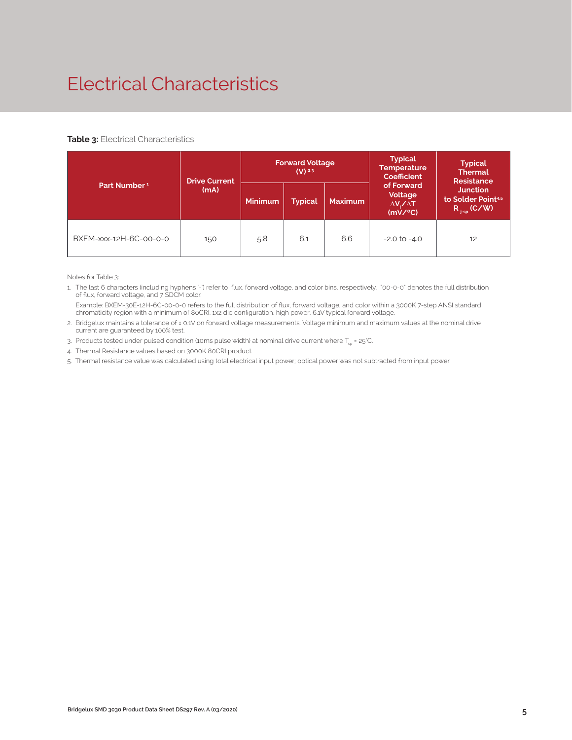# Electrical Characteristics

**Table 3:** Electrical Characteristics

| Part Number [1] | Drive Current (mA) | Forward Voltage (V) [2,3] | | | Typical Temperature Coefficient of Forward Voltage $\Delta V_f / \Delta T$ (mV/°C) | Typical Thermal Resistance Junction to Solder Point[4,5] $R_{j\text{-}sp}$ (C/W) |
|---|---|---|---|---|---|---|
| | | Minimum | Typical | Maximum | | |
| BXEM-xxx-12H-6C-00-0-0 | 150 | 5.8 | 6.1 | 6.6 | -2.0 to -4.0 | 12 |

Notes for Table 3:

1. The last 6 characters (including hyphens '-') refer to flux, forward voltage, and color bins, respectively. "00-0-0" denotes the full distribution of flux, forward voltage, and 7 SDCM color.

   Example: BXEM-30E-12H-6C-00-0-0 refers to the full distribution of flux, forward voltage, and color within a 3000K 7-step ANSI standard chromaticity region with a minimum of 80CRI. 1x2 die configuration, high power, 6.1V typical forward voltage.
2. Bridgelux maintains a tolerance of ± 0.1V on forward voltage measurements. Voltage minimum and maximum values at the nominal drive current are guaranteed by 100% test.
3. Products tested under pulsed condition (10ms pulse width) at nominal drive current where $T_{sp}$ = 25°C.
4. Thermal Resistance values based on 3000K 80CRI product.
5. Thermal resistance value was calculated using total electrical input power; optical power was not subtracted from input power.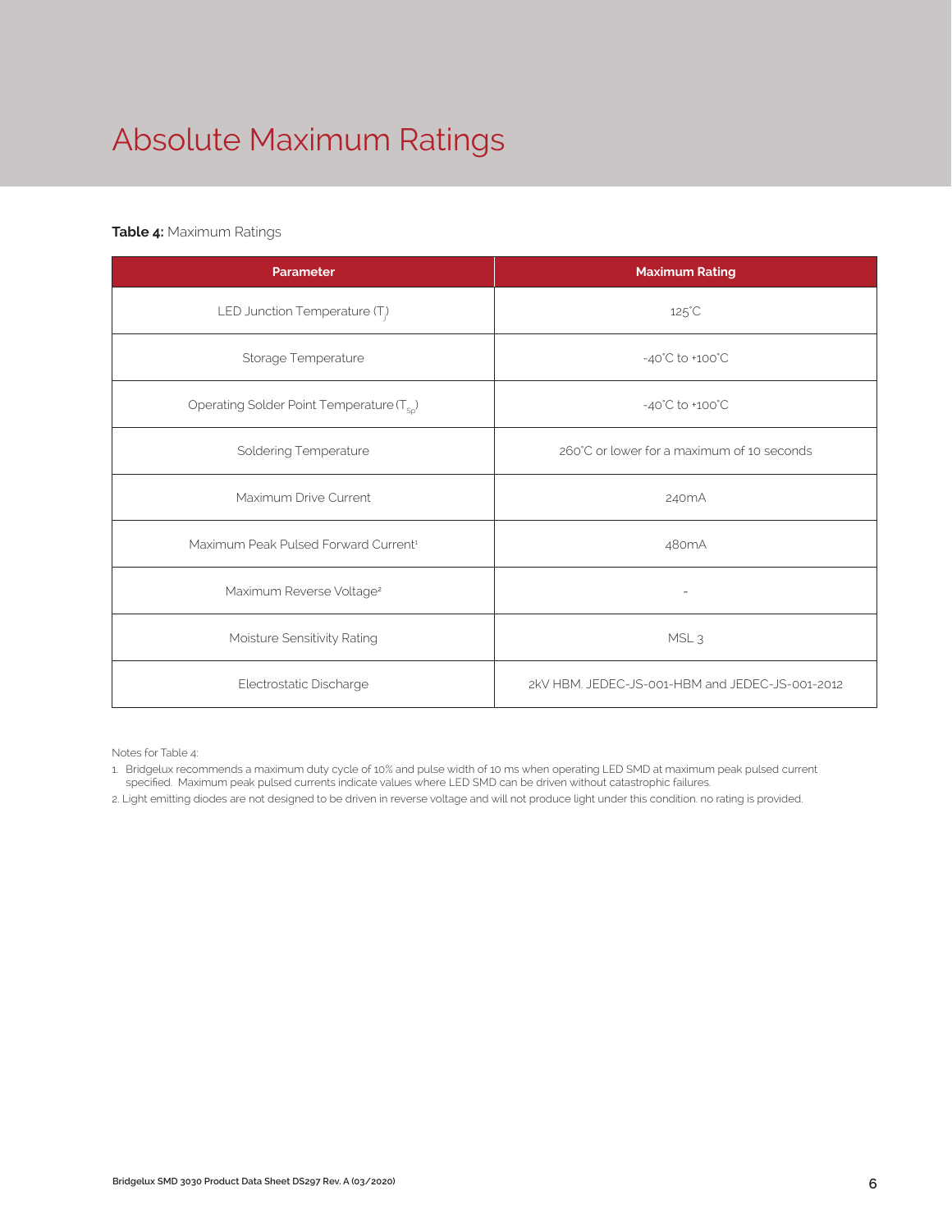# Absolute Maximum Ratings

**Table 4:** Maximum Ratings

| Parameter | Maximum Rating |
| --- | --- |
| LED Junction Temperature ($T_j$) | 125°C |
| Storage Temperature | -40°C to +100°C |
| Operating Solder Point Temperature ($T_{sp}$) | -40°C to +100°C |
| Soldering Temperature | 260°C or lower for a maximum of 10 seconds |
| Maximum Drive Current | 240mA |
| Maximum Peak Pulsed Forward Current[1] | 480mA |
| Maximum Reverse Voltage[2] | - |
| Moisture Sensitivity Rating | MSL 3 |
| Electrostatic Discharge | 2kV HBM. JEDEC-JS-001-HBM and JEDEC-JS-001-2012 |

Notes for Table 4:

1. Bridgelux recommends a maximum duty cycle of 10% and pulse width of 10 ms when operating LED SMD at maximum peak pulsed current specified. Maximum peak pulsed currents indicate values where LED SMD can be driven without catastrophic failures.
2. Light emitting diodes are not designed to be driven in reverse voltage and will not produce light under this condition. no rating is provided.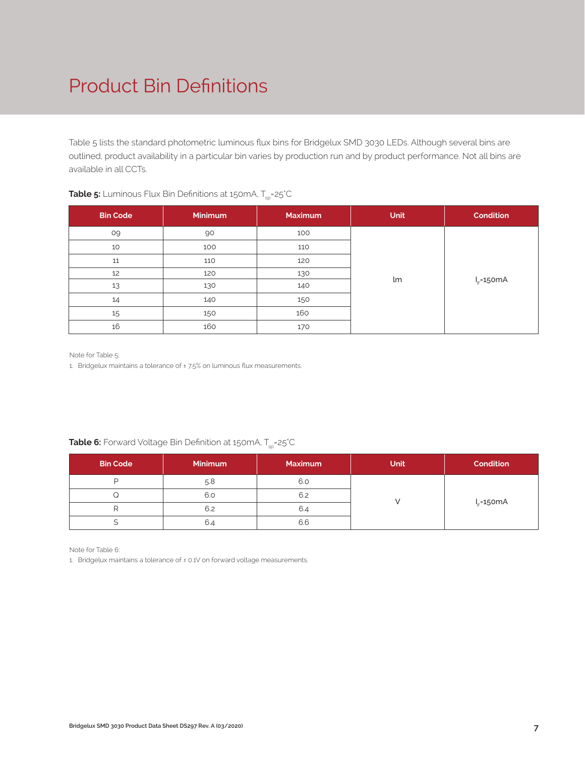# Product Bin Definitions

Table 5 lists the standard photometric luminous flux bins for Bridgelux SMD 3030 LEDs. Although several bins are outlined, product availability in a particular bin varies by production run and by product performance. Not all bins are available in all CCTs.

**Table 5:** Luminous Flux Bin Definitions at 150mA, $T_{sp}$=25°C

| Bin Code | Minimum | Maximum | Unit | Condition |
|---|---|---|---|---|
| 09 | 90 | 100 | lm | $I_F$=150mA |
| 10 | 100 | 110 | | |
| 11 | 110 | 120 | | |
| 12 | 120 | 130 | | |
| 13 | 130 | 140 | | |
| 14 | 140 | 150 | | |
| 15 | 150 | 160 | | |
| 16 | 160 | 170 | | |

Note for Table 5:

1. Bridgelux maintains a tolerance of ± 7.5% on luminous flux measurements.

**Table 6:** Forward Voltage Bin Definition at 150mA, $T_{sp}$=25°C

| Bin Code | Minimum | Maximum | Unit | Condition |
|---|---|---|---|---|
| P | 5.8 | 6.0 | V | $I_F$=150mA |
| Q | 6.0 | 6.2 | | |
| R | 6.2 | 6.4 | | |
| S | 6.4 | 6.6 | | |

Note for Table 6:

1. Bridgelux maintains a tolerance of ± 0.1V on forward voltage measurements.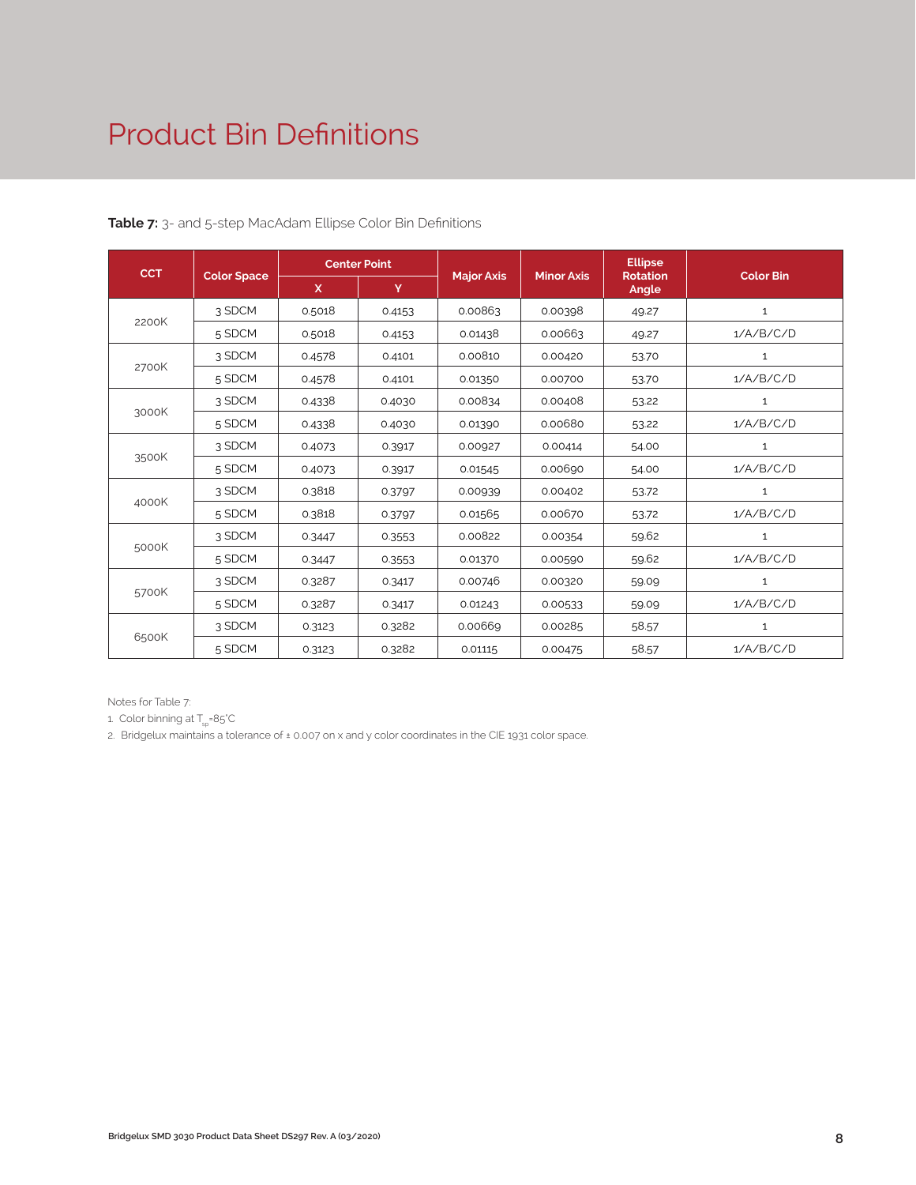# Product Bin Definitions

**Table 7:** 3- and 5-step MacAdam Ellipse Color Bin Definitions

| CCT | Color Space | Center Point | | Major Axis | Minor Axis | Ellipse Rotation Angle | Color Bin |
|---|---|---|---|---|---|---|---|
| | | X | Y | | | | |
| 2200K | 3 SDCM | 0.5018 | 0.4153 | 0.00863 | 0.00398 | 49.27 | 1 |
| | 5 SDCM | 0.5018 | 0.4153 | 0.01438 | 0.00663 | 49.27 | 1/A/B/C/D |
| 2700K | 3 SDCM | 0.4578 | 0.4101 | 0.00810 | 0.00420 | 53.70 | 1 |
| | 5 SDCM | 0.4578 | 0.4101 | 0.01350 | 0.00700 | 53.70 | 1/A/B/C/D |
| 3000K | 3 SDCM | 0.4338 | 0.4030 | 0.00834 | 0.00408 | 53.22 | 1 |
| | 5 SDCM | 0.4338 | 0.4030 | 0.01390 | 0.00680 | 53.22 | 1/A/B/C/D |
| 3500K | 3 SDCM | 0.4073 | 0.3917 | 0.00927 | 0.00414 | 54.00 | 1 |
| | 5 SDCM | 0.4073 | 0.3917 | 0.01545 | 0.00690 | 54.00 | 1/A/B/C/D |
| 4000K | 3 SDCM | 0.3818 | 0.3797 | 0.00939 | 0.00402 | 53.72 | 1 |
| | 5 SDCM | 0.3818 | 0.3797 | 0.01565 | 0.00670 | 53.72 | 1/A/B/C/D |
| 5000K | 3 SDCM | 0.3447 | 0.3553 | 0.00822 | 0.00354 | 59.62 | 1 |
| | 5 SDCM | 0.3447 | 0.3553 | 0.01370 | 0.00590 | 59.62 | 1/A/B/C/D |
| 5700K | 3 SDCM | 0.3287 | 0.3417 | 0.00746 | 0.00320 | 59.09 | 1 |
| | 5 SDCM | 0.3287 | 0.3417 | 0.01243 | 0.00533 | 59.09 | 1/A/B/C/D |
| 6500K | 3 SDCM | 0.3123 | 0.3282 | 0.00669 | 0.00285 | 58.57 | 1 |
| | 5 SDCM | 0.3123 | 0.3282 | 0.01115 | 0.00475 | 58.57 | 1/A/B/C/D |

Notes for Table 7:

1. Color binning at $T_{sp}$=85°C
2. Bridgelux maintains a tolerance of ± 0.007 on x and y color coordinates in the CIE 1931 color space.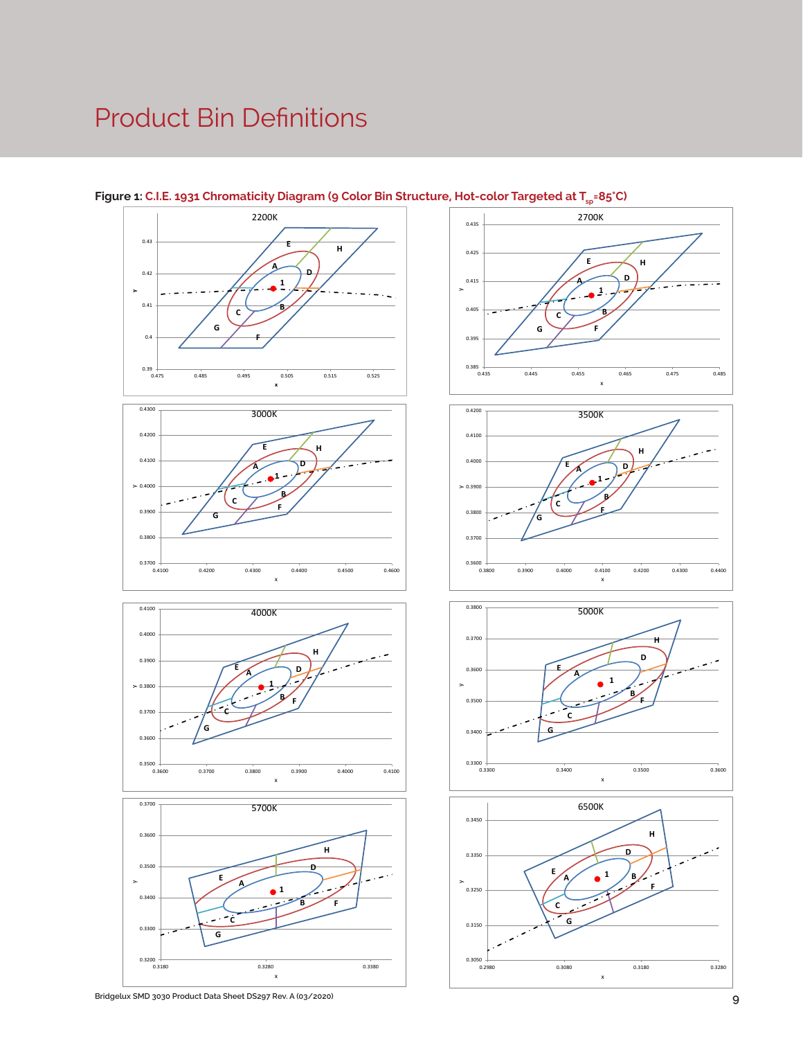# Product Bin Definitions

**Figure 1:** C.I.E. 1931 Chromaticity Diagram (9 Color Bin Structure, Hot-color Targeted at $T_{sp}$=85°C)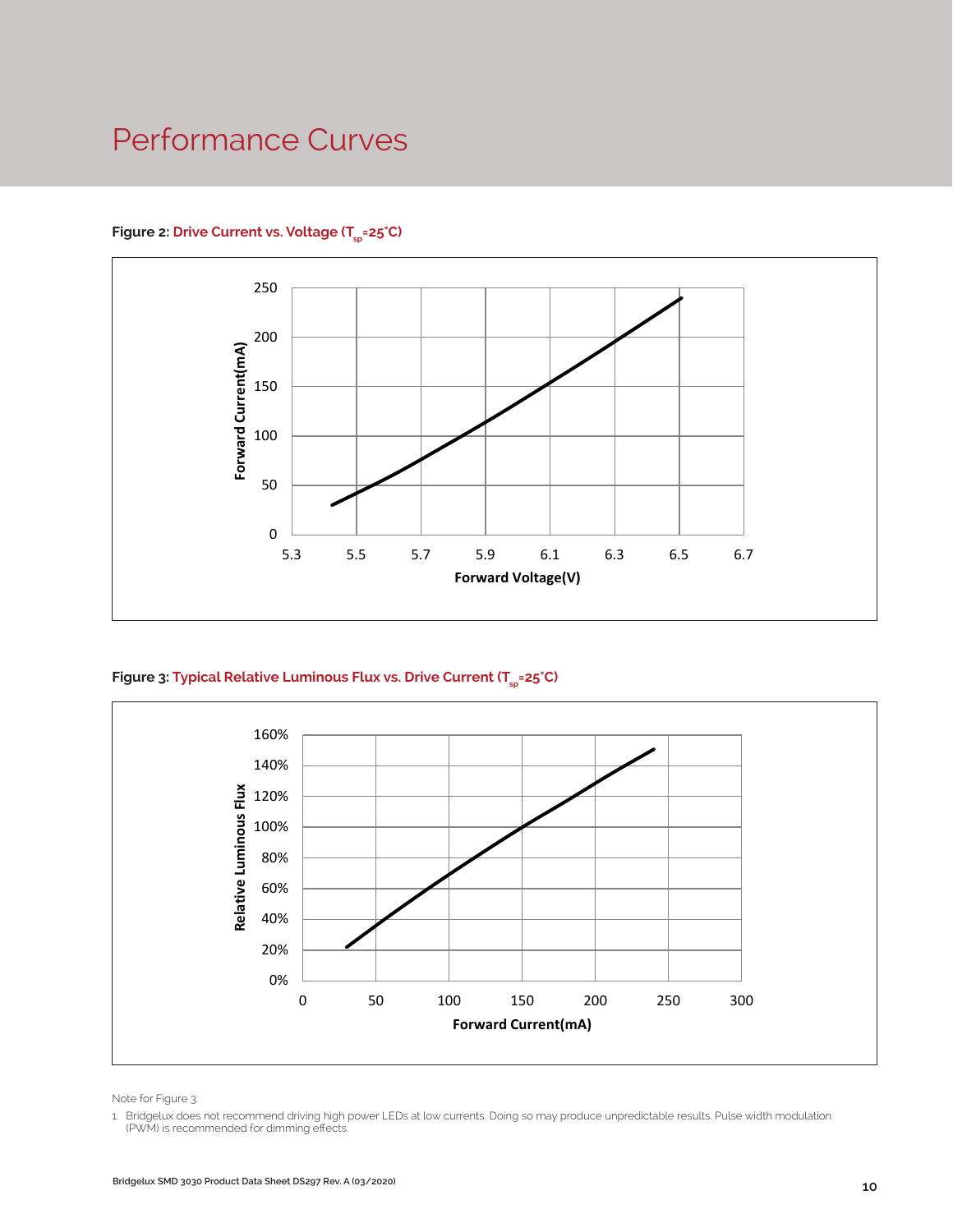# Performance Curves

**Figure 2: Drive Current vs. Voltage ($T_{sp}$=25°C)**

**Figure 3: Typical Relative Luminous Flux vs. Drive Current ($T_{sp}$=25°C)**

Note for Figure 3:

1. Bridgelux does not recommend driving high power LEDs at low currents. Doing so may produce unpredictable results. Pulse width modulation (PWM) is recommended for dimming effects.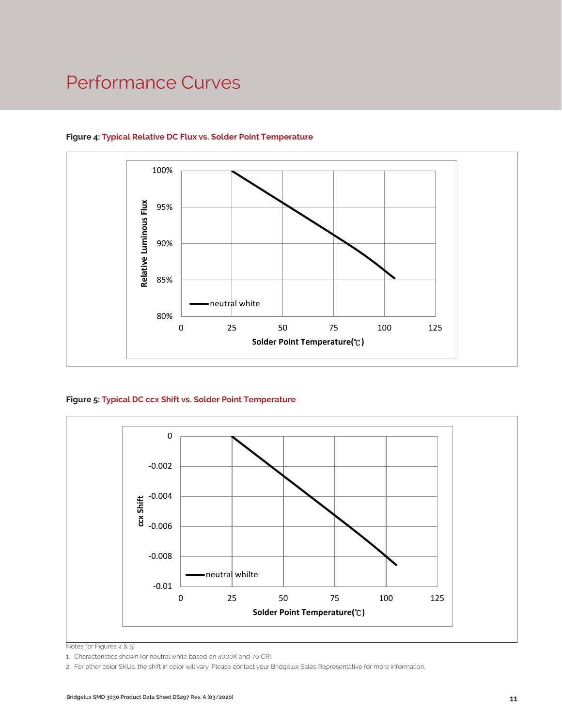# Performance Curves

**Figure 4: Typical Relative DC Flux vs. Solder Point Temperature**

**Figure 5: Typical DC ccx Shift vs. Solder Point Temperature**

Notes for Figures 4 & 5:

1. Characteristics shown for neutral white based on 4000K and 70 CRI.
2. For other color SKUs, the shift in color will vary. Please contact your Bridgelux Sales Representative for more information.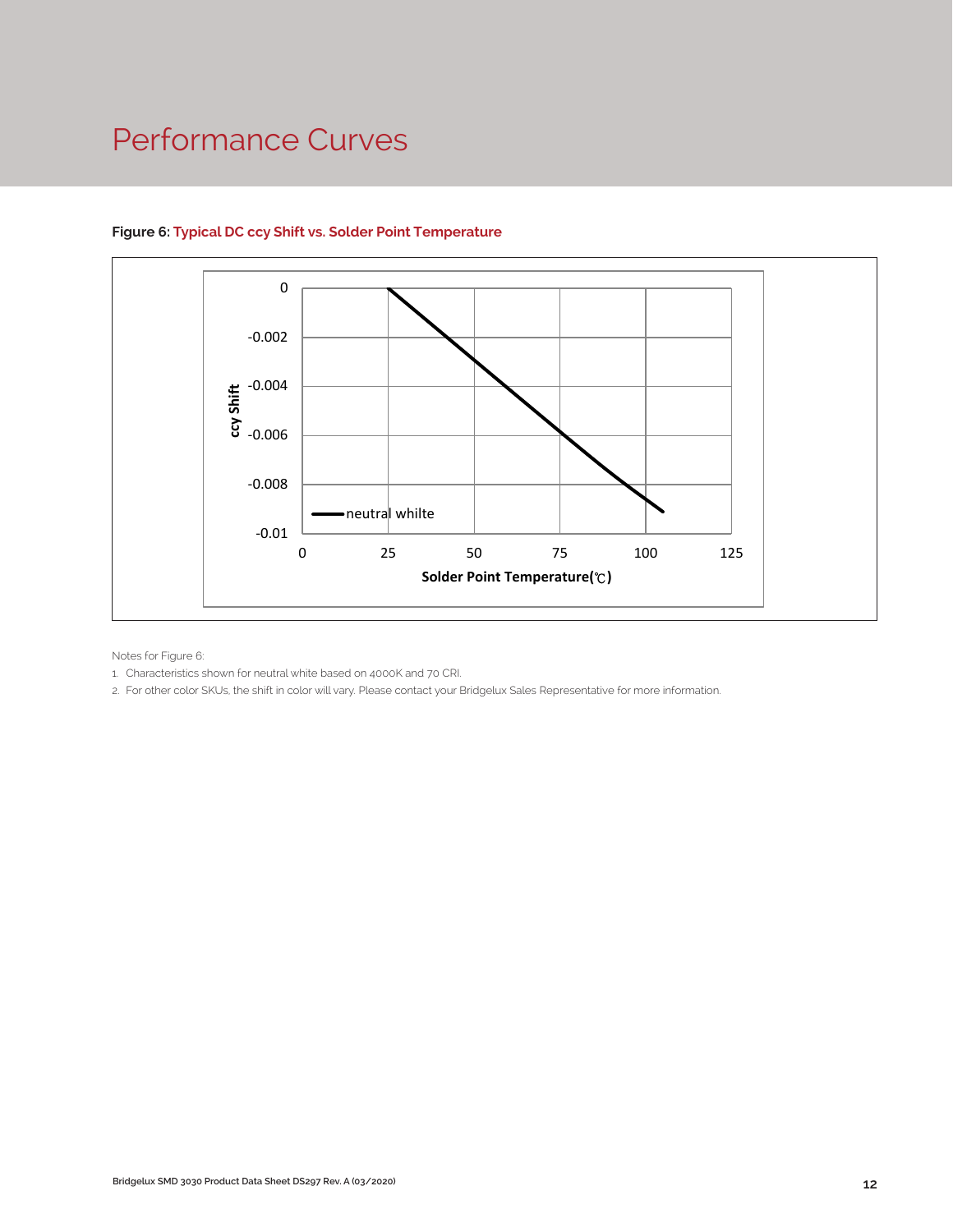# Performance Curves

**Figure 6: Typical DC ccy Shift vs. Solder Point Temperature**

Notes for Figure 6:

1. Characteristics shown for neutral white based on 4000K and 70 CRI.
2. For other color SKUs, the shift in color will vary. Please contact your Bridgelux Sales Representative for more information.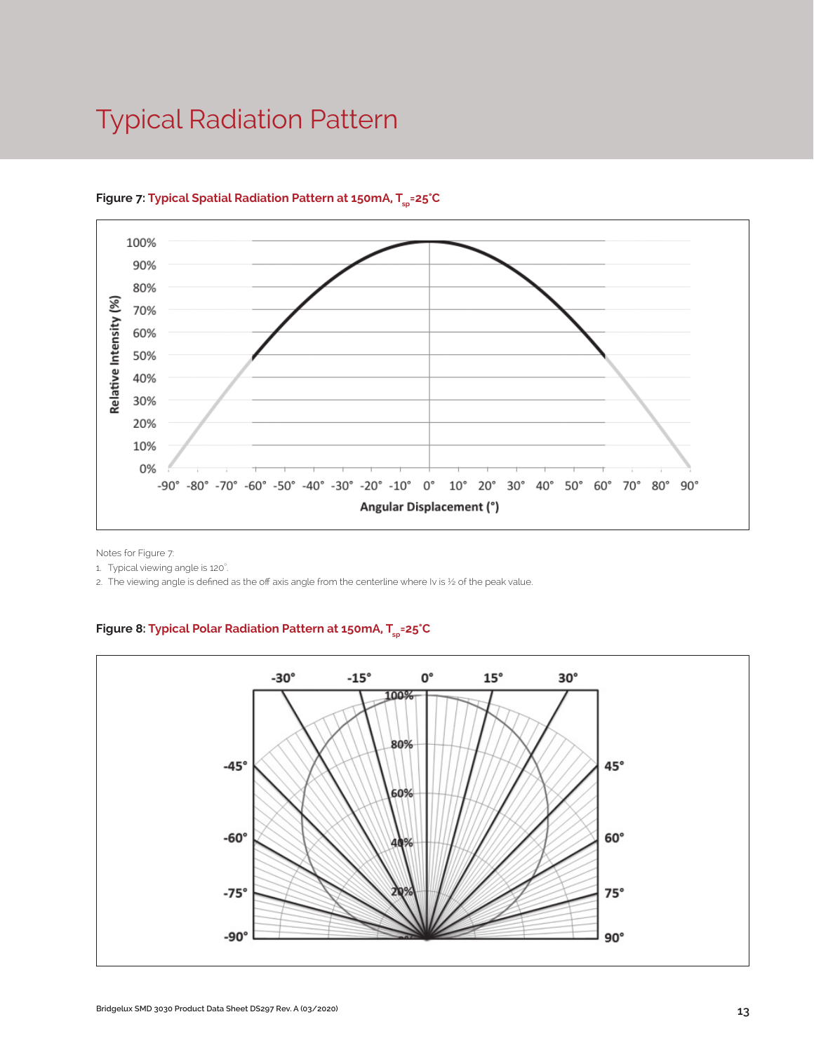# Typical Radiation Pattern

**Figure 7: Typical Spatial Radiation Pattern at 150mA, $T_{sp}$=25°C**

Notes for Figure 7:

1. Typical viewing angle is 120°.
2. The viewing angle is defined as the off axis angle from the centerline where Iv is ½ of the peak value.

**Figure 8: Typical Polar Radiation Pattern at 150mA, $T_{sp}$=25°C**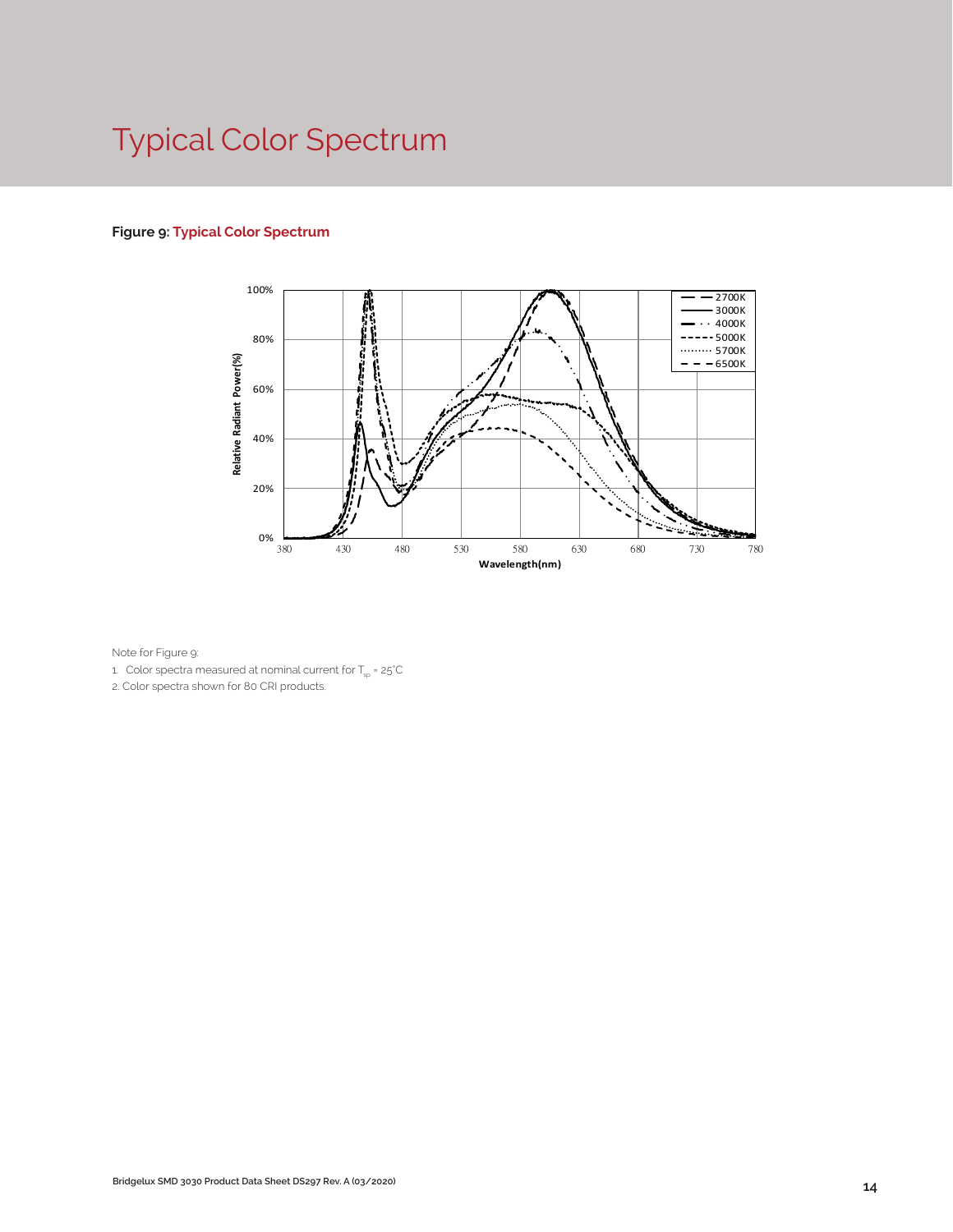# Typical Color Spectrum

**Figure 9: Typical Color Spectrum**

Note for Figure 9:

1. Color spectra measured at nominal current for $T_{sp}$ = 25°C
2. Color spectra shown for 80 CRI products.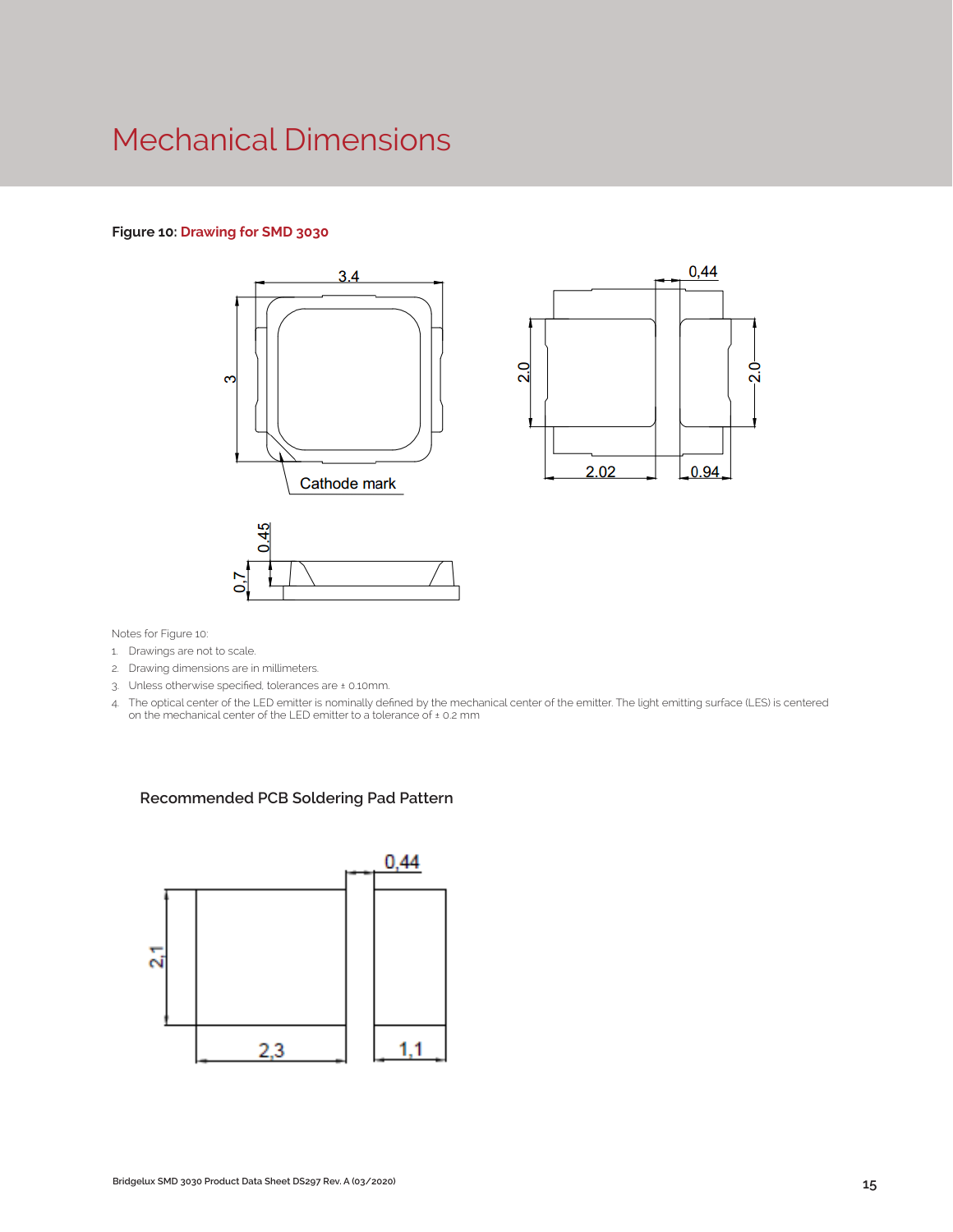# Mechanical Dimensions

**Figure 10:** **Drawing for SMD 3030**

Notes for Figure 10:

1. Drawings are not to scale.
2. Drawing dimensions are in millimeters.
3. Unless otherwise specified, tolerances are ± 0.10mm.
4. The optical center of the LED emitter is nominally defined by the mechanical center of the emitter. The light emitting surface (LES) is centered on the mechanical center of the LED emitter to a tolerance of ± 0.2 mm

### Recommended PCB Soldering Pad Pattern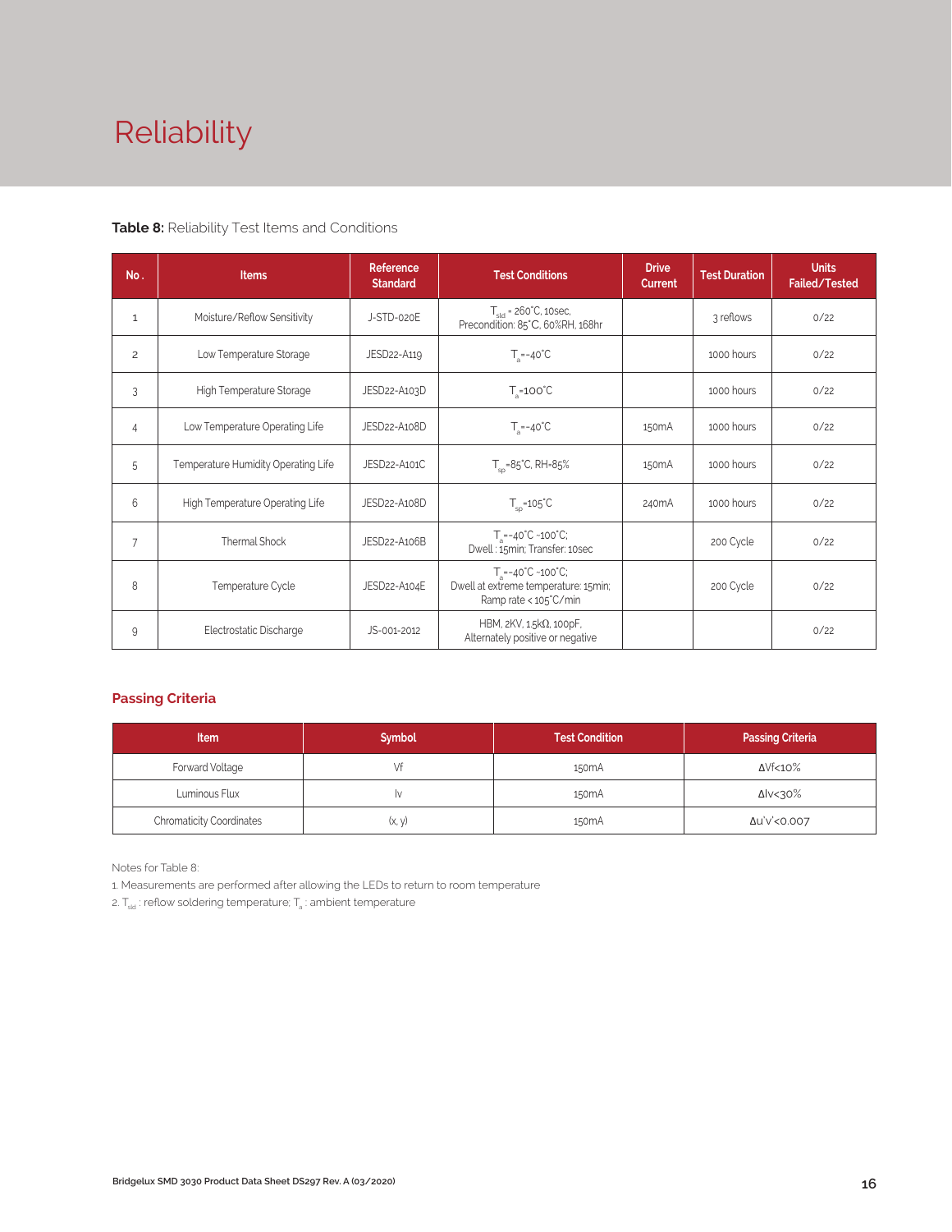# Reliability

**Table 8:** Reliability Test Items and Conditions

| No. | Items | Reference Standard | Test Conditions | Drive Current | Test Duration | Units Failed/Tested |
|---|---|---|---|---|---|---|
| 1 | Moisture/Reflow Sensitivity | J-STD-020E | $T_{sld}$ = 260°C, 10sec, Precondition: 85°C, 60%RH, 168hr | | 3 reflows | 0/22 |
| 2 | Low Temperature Storage | JESD22-A119 | $T_a$=-40°C | | 1000 hours | 0/22 |
| 3 | High Temperature Storage | JESD22-A103D | $T_a$=100°C | | 1000 hours | 0/22 |
| 4 | Low Temperature Operating Life | JESD22-A108D | $T_a$=-40°C | 150mA | 1000 hours | 0/22 |
| 5 | Temperature Humidity Operating Life | JESD22-A101C | $T_{sp}$=85°C, RH=85% | 150mA | 1000 hours | 0/22 |
| 6 | High Temperature Operating Life | JESD22-A108D | $T_{sp}$=105°C | 240mA | 1000 hours | 0/22 |
| 7 | Thermal Shock | JESD22-A106B | $T_a$=-40°C ~100°C; Dwell : 15min; Transfer: 10sec | | 200 Cycle | 0/22 |
| 8 | Temperature Cycle | JESD22-A104E | $T_a$=-40°C ~100°C; Dwell at extreme temperature: 15min; Ramp rate < 105°C/min | | 200 Cycle | 0/22 |
| 9 | Electrostatic Discharge | JS-001-2012 | HBM, 2KV, 1.5kΩ, 100pF, Alternately positive or negative | | | 0/22 |

## Passing Criteria

| Item | Symbol | Test Condition | Passing Criteria |
|---|---|---|---|
| Forward Voltage | Vf | 150mA | ΔVf<10% |
| Luminous Flux | Iv | 150mA | ΔIv<30% |
| Chromaticity Coordinates | (x, y) | 150mA | Δu'v'<0.007 |

Notes for Table 8:

1. Measurements are performed after allowing the LEDs to return to room temperature
2. $T_{sld}$ : reflow soldering temperature; $T_a$ : ambient temperature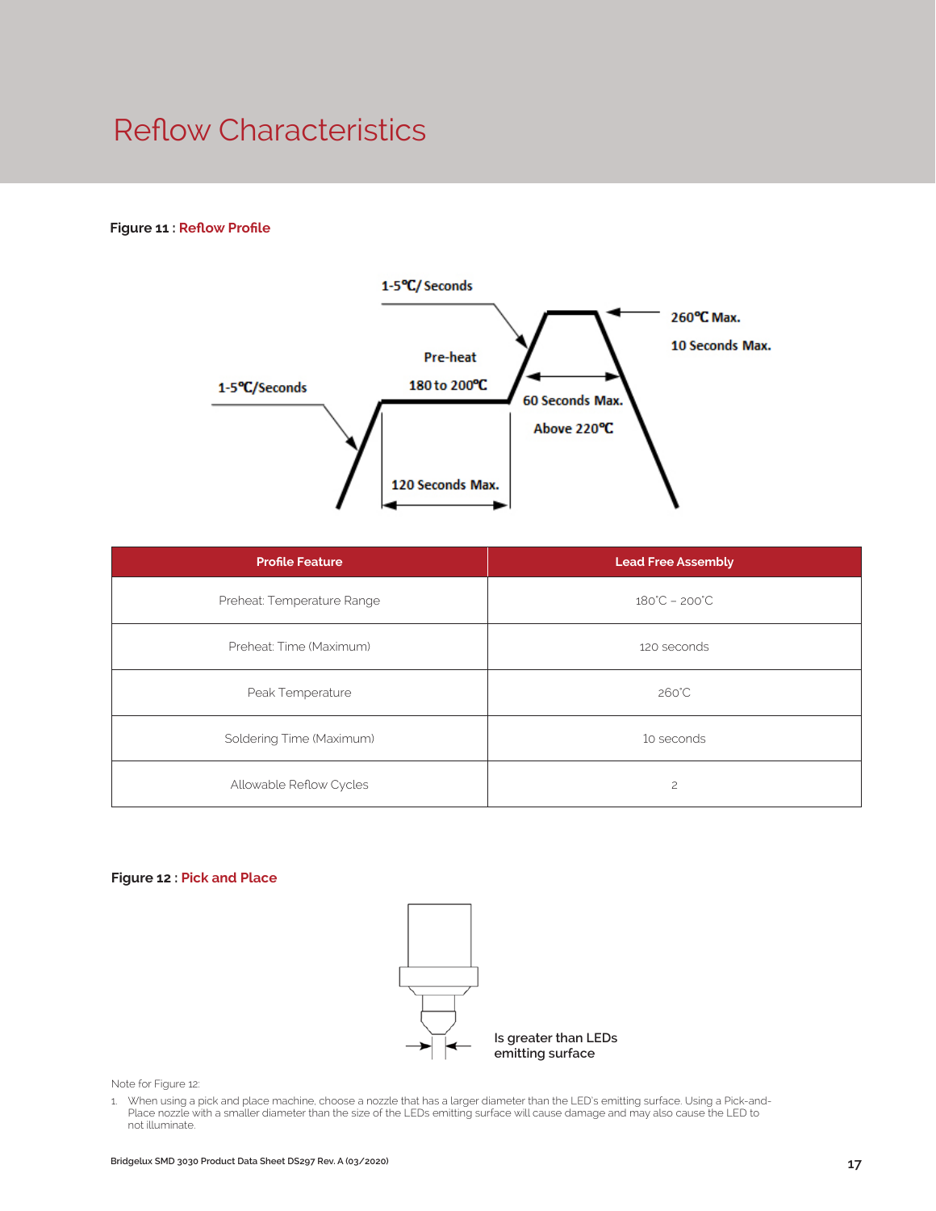# Reflow Characteristics

**Figure 11 : Reflow Profile**

1-5°C/ Seconds

Pre-heat

180 to 200°C

260°C Max.

10 Seconds Max.

1-5°C/Seconds

60 Seconds Max.

Above 220°C

120 Seconds Max.

| Profile Feature | Lead Free Assembly |
| --- | --- |
| Preheat: Temperature Range | 180°C – 200°C |
| Preheat: Time (Maximum) | 120 seconds |
| Peak Temperature | 260°C |
| Soldering Time (Maximum) | 10 seconds |
| Allowable Reflow Cycles | 2 |

**Figure 12 : Pick and Place**

Is greater than LEDs emitting surface

Note for Figure 12:

1. When using a pick and place machine, choose a nozzle that has a larger diameter than the LED's emitting surface. Using a Pick-and-Place nozzle with a smaller diameter than the size of the LEDs emitting surface will cause damage and may also cause the LED to not illuminate.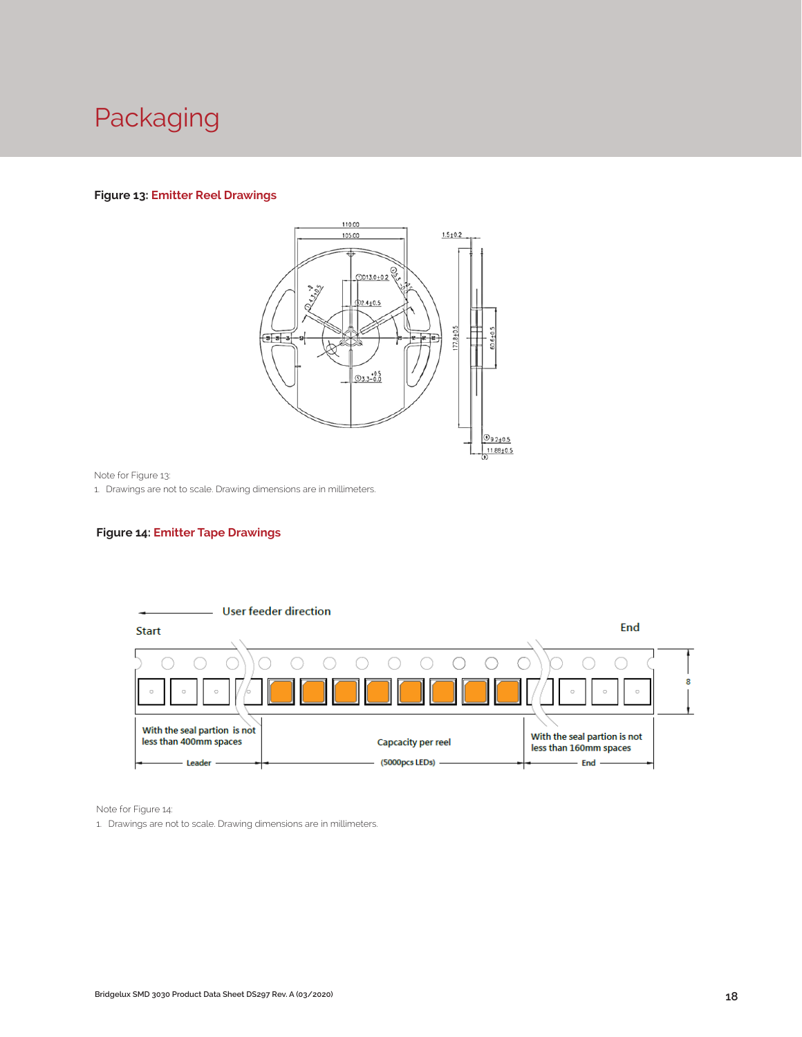# Packaging

**Figure 13:** Emitter Reel Drawings

Note for Figure 13:

1. Drawings are not to scale. Drawing dimensions are in millimeters.

**Figure 14:** Emitter Tape Drawings

Note for Figure 14:

1. Drawings are not to scale. Drawing dimensions are in millimeters.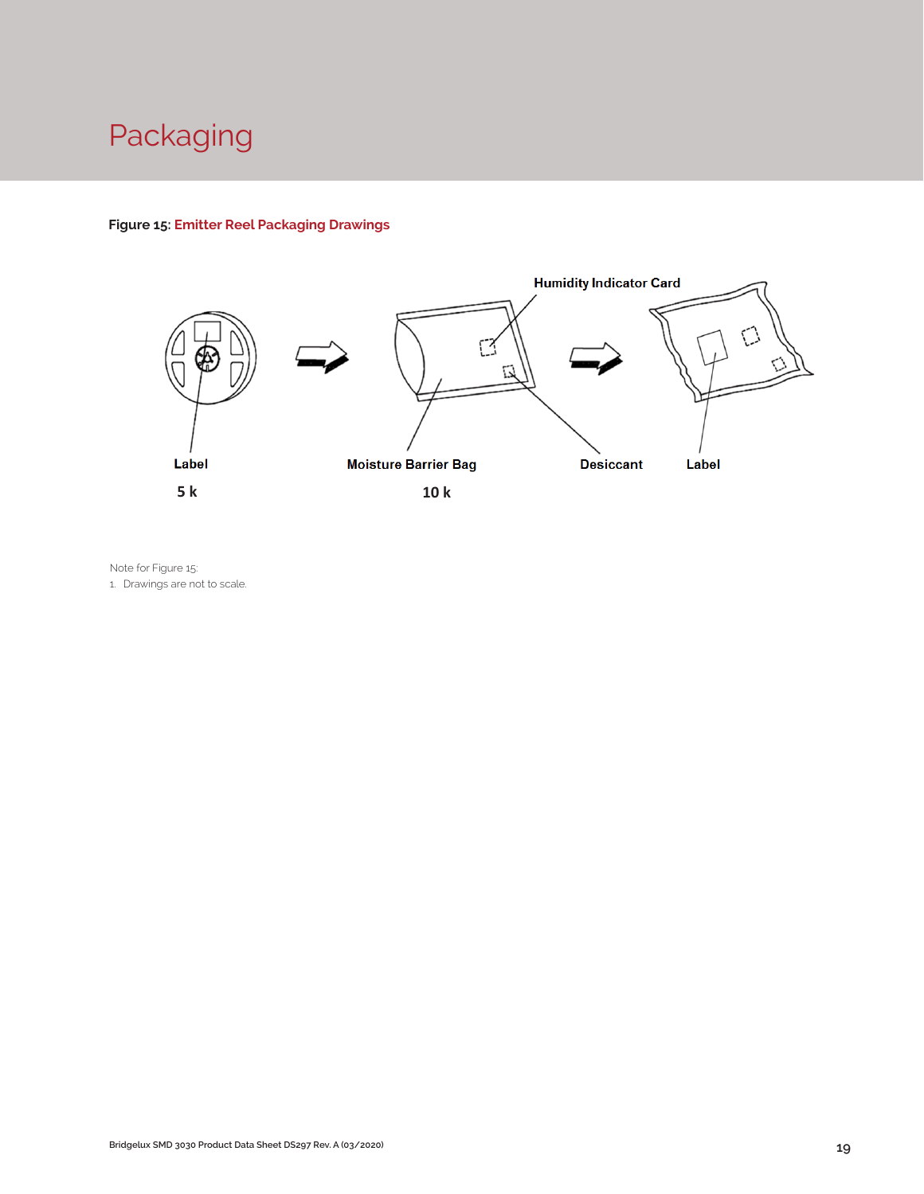# Packaging

**Figure 15:** **Emitter Reel Packaging Drawings**

Humidity Indicator Card

Label

5 k

Moisture Barrier Bag

10 k

Desiccant

Label

Note for Figure 15:

1. Drawings are not to scale.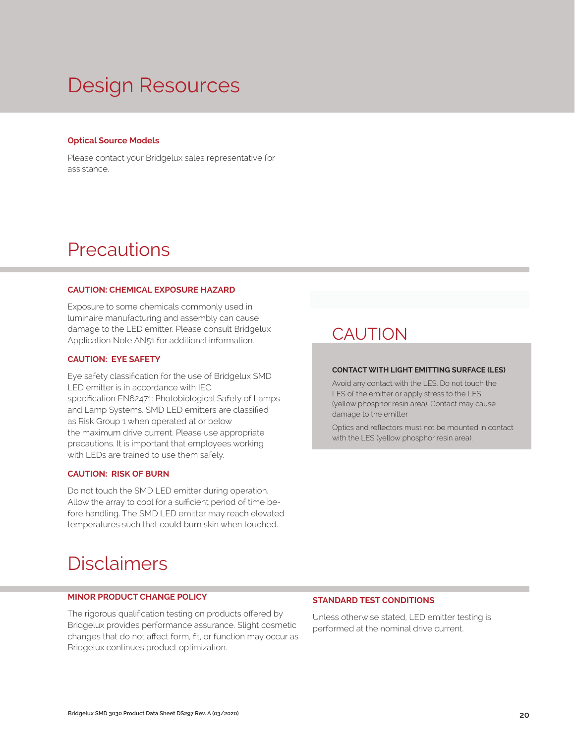# Design Resources

### Optical Source Models

Please contact your Bridgelux sales representative for assistance.

# Precautions

### CAUTION: CHEMICAL EXPOSURE HAZARD

Exposure to some chemicals commonly used in luminaire manufacturing and assembly can cause damage to the LED emitter. Please consult Bridgelux Application Note AN51 for additional information.

### CAUTION: EYE SAFETY

Eye safety classification for the use of Bridgelux SMD LED emitter is in accordance with IEC specification EN62471: Photobiological Safety of Lamps and Lamp Systems. SMD LED emitters are classified as Risk Group 1 when operated at or below the maximum drive current. Please use appropriate precautions. It is important that employees working with LEDs are trained to use them safely.

### CAUTION: RISK OF BURN

Do not touch the SMD LED emitter during operation. Allow the array to cool for a sufficient period of time before handling. The SMD LED emitter may reach elevated temperatures such that could burn skin when touched.

## CAUTION

### CONTACT WITH LIGHT EMITTING SURFACE (LES)

Avoid any contact with the LES. Do not touch the LES of the emitter or apply stress to the LES (yellow phosphor resin area). Contact may cause damage to the emitter

Optics and reflectors must not be mounted in contact with the LES (yellow phosphor resin area).

# Disclaimers

### MINOR PRODUCT CHANGE POLICY

The rigorous qualification testing on products offered by Bridgelux provides performance assurance. Slight cosmetic changes that do not affect form, fit, or function may occur as Bridgelux continues product optimization.

### STANDARD TEST CONDITIONS

Unless otherwise stated, LED emitter testing is performed at the nominal drive current.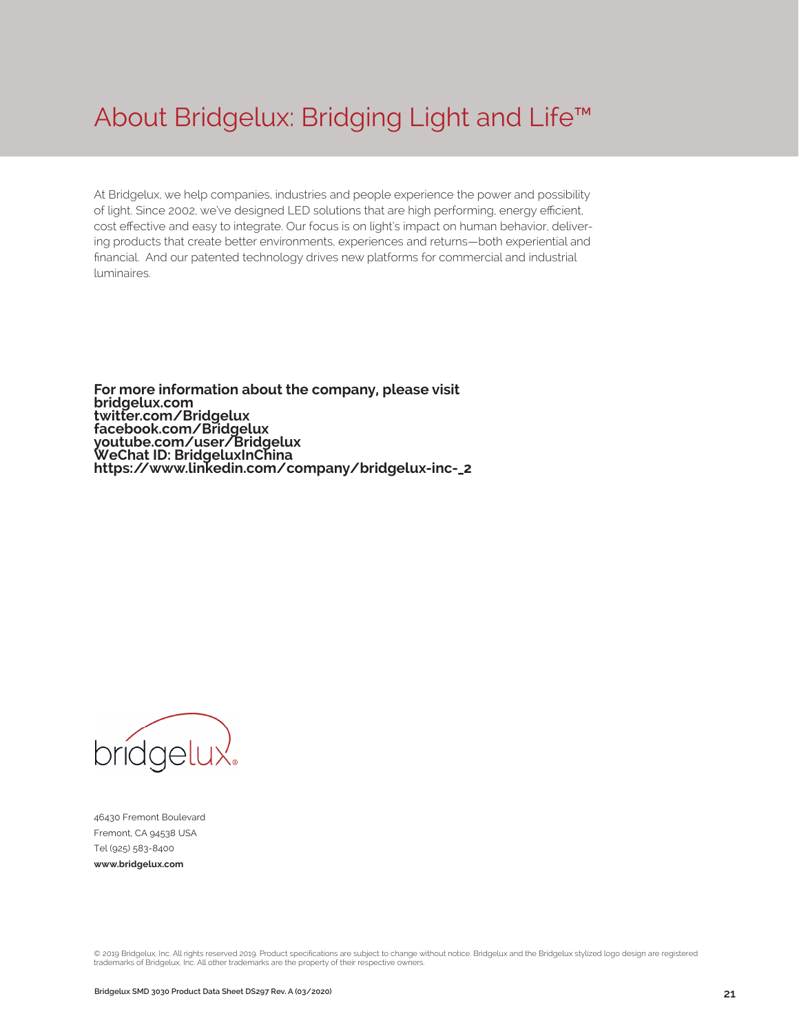# About Bridgelux: Bridging Light and Life™

At Bridgelux, we help companies, industries and people experience the power and possibility of light. Since 2002, we've designed LED solutions that are high performing, energy efficient, cost effective and easy to integrate. Our focus is on light's impact on human behavior, delivering products that create better environments, experiences and returns—both experiential and financial. And our patented technology drives new platforms for commercial and industrial luminaires.

**For more information about the company, please visit**
**bridgelux.com**
**twitter.com/Bridgelux**
**facebook.com/Bridgelux**
**youtube.com/user/Bridgelux**
**WeChat ID: BridgeluxInChina**
**https://www.linkedin.com/company/bridgelux-inc-_2**

46430 Fremont Boulevard
Fremont, CA 94538 USA
Tel (925) 583-8400
**www.bridgelux.com**

© 2019 Bridgelux, Inc. All rights reserved 2019. Product specifications are subject to change without notice. Bridgelux and the Bridgelux stylized logo design are registered trademarks of Bridgelux, Inc. All other trademarks are the property of their respective owners.